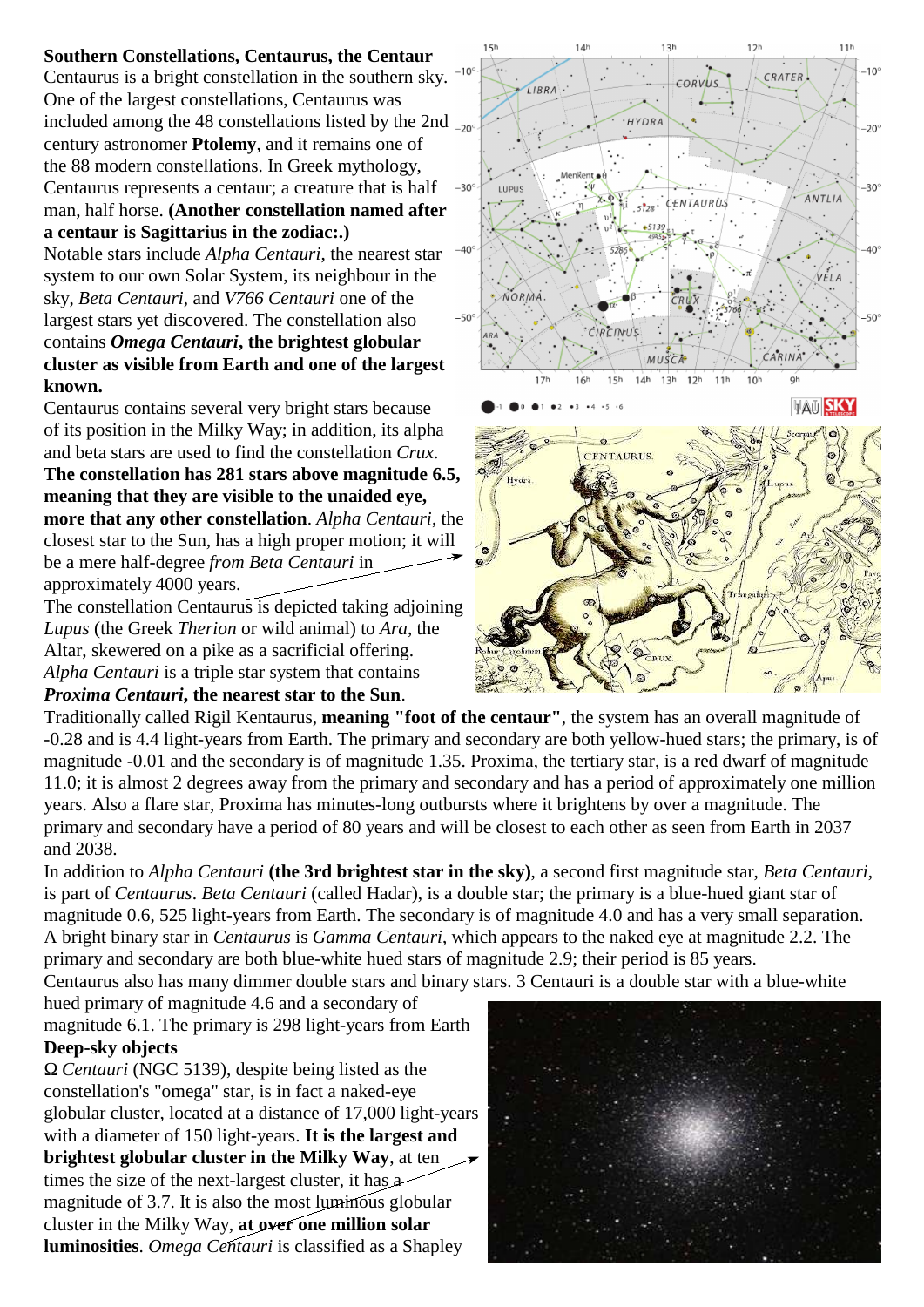**Southern Constellations, Centaurus, the Centaur**

Centaurus is a bright constellation in the southern sky. One of the largest constellations, Centaurus was included among the 48 constellations listed by the 2nd century astronomer **Ptolemy**, and it remains one of the 88 modern constellations. In Greek mythology, Centaurus represents a centaur; a creature that is half man, half horse. **(Another constellation named after a centaur is Sagittarius in the zodiac:.)**

Notable stars include *Alpha Centauri*, the nearest star system to our own Solar System, its neighbour in the sky, *Beta Centauri*, and *V766 Centauri* one of the largest stars yet discovered. The constellation also contains ***Omega Centauri*, the brightest globular cluster as visible from Earth and one of the largest known.**

Centaurus contains several very bright stars because of its position in the Milky Way; in addition, its alpha and beta stars are used to find the constellation *Crux*. **The constellation has 281 stars above magnitude 6.5, meaning that they are visible to the unaided eye, more that any other constellation**. *Alpha Centauri*, the closest star to the Sun, has a high proper motion; it will be a mere half-degree *from Beta Centauri* in approximately 4000 years.

The constellation Centaurus is depicted taking adjoining *Lupus* (the Greek *Therion* or wild animal) to *Ara*, the Altar, skewered on a pike as a sacrificial offering.

*Alpha Centauri* is a triple star system that contains ***Proxima Centauri*, the nearest star to the Sun**. Traditionally called Rigil Kentaurus, **meaning "foot of the centaur"**, the system has an overall magnitude of -0.28 and is 4.4 light-years from Earth. The primary and secondary are both yellow-hued stars; the primary, is of magnitude -0.01 and the secondary is of magnitude 1.35. Proxima, the tertiary star, is a red dwarf of magnitude 11.0; it is almost 2 degrees away from the primary and secondary and has a period of approximately one million years. Also a flare star, Proxima has minutes-long outbursts where it brightens by over a magnitude. The primary and secondary have a period of 80 years and will be closest to each other as seen from Earth in 2037 and 2038.

In addition to *Alpha Centauri* **(the 3rd brightest star in the sky)**, a second first magnitude star, *Beta Centauri*, is part of *Centaurus*. *Beta Centauri* (called Hadar), is a double star; the primary is a blue-hued giant star of magnitude 0.6, 525 light-years from Earth. The secondary is of magnitude 4.0 and has a very small separation. A bright binary star in *Centaurus* is *Gamma Centauri*, which appears to the naked eye at magnitude 2.2. The primary and secondary are both blue-white hued stars of magnitude 2.9; their period is 85 years.

Centaurus also has many dimmer double stars and binary stars. 3 Centauri is a double star with a blue-white hued primary of magnitude 4.6 and a secondary of magnitude 6.1. The primary is 298 light-years from Earth

**Deep-sky objects**

Ω *Centauri* (NGC 5139), despite being listed as the constellation's "omega" star, is in fact a naked-eye globular cluster, located at a distance of 17,000 light-years with a diameter of 150 light-years. **It is the largest and brightest globular cluster in the Milky Way**, at ten times the size of the next-largest cluster, it has a magnitude of 3.7. It is also the most luminous globular cluster in the Milky Way, **at over one million solar luminosities**. *Omega Centauri* is classified as a Shapley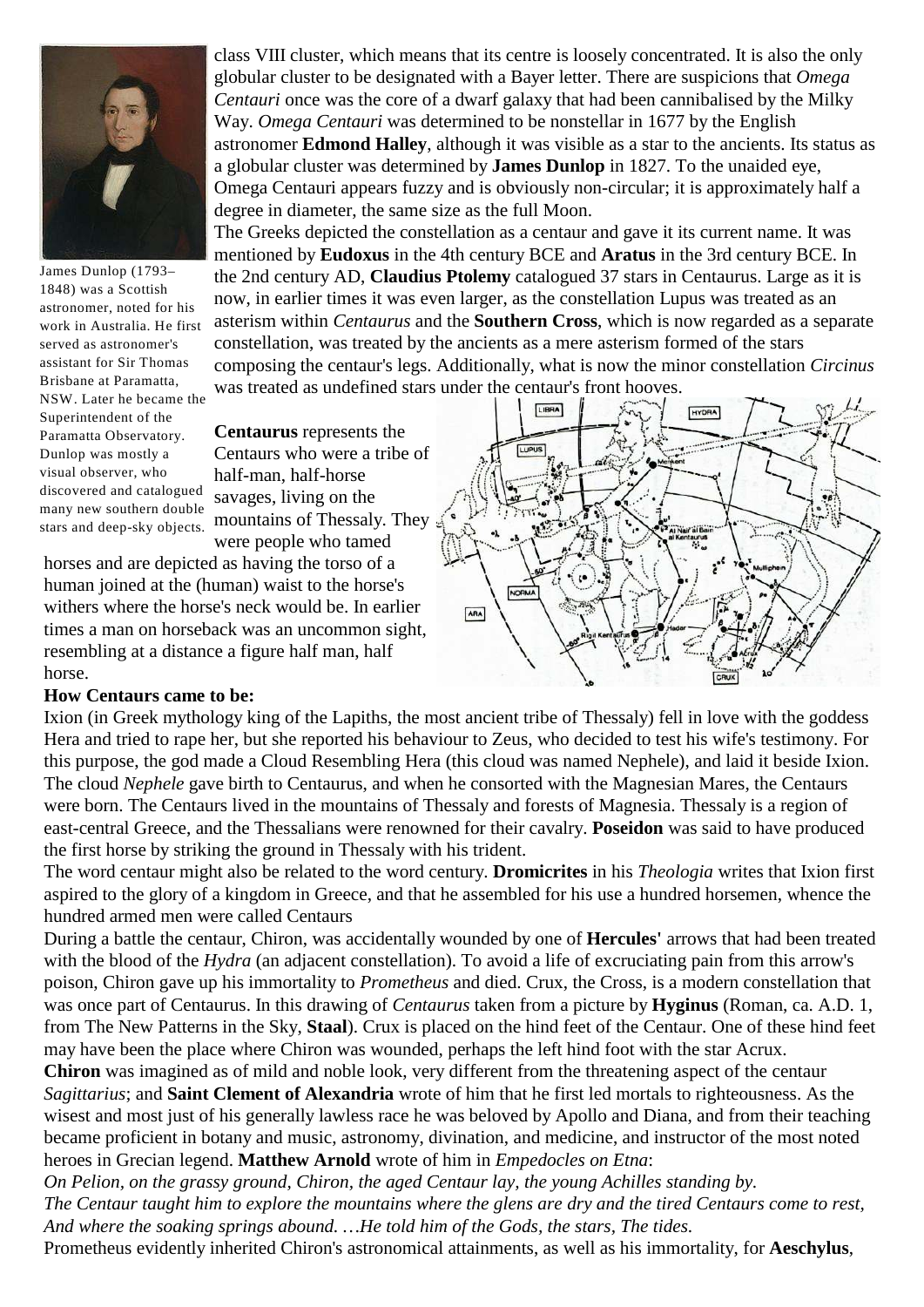class VIII cluster, which means that its centre is loosely concentrated. It is also the only globular cluster to be designated with a Bayer letter. There are suspicions that *Omega Centauri* once was the core of a dwarf galaxy that had been cannibalised by the Milky Way. *Omega Centauri* was determined to be nonstellar in 1677 by the English astronomer **Edmond Halley**, although it was visible as a star to the ancients. Its status as a globular cluster was determined by **James Dunlop** in 1827. To the unaided eye, Omega Centauri appears fuzzy and is obviously non-circular; it is approximately half a degree in diameter, the same size as the full Moon.

James Dunlop (1793–1848) was a Scottish astronomer, noted for his work in Australia. He first served as astronomer's assistant for Sir Thomas Brisbane at Paramatta, NSW. Later he became the Superintendent of the Paramatta Observatory. Dunlop was mostly a visual observer, who discovered and catalogued many new southern double stars and deep-sky objects.

The Greeks depicted the constellation as a centaur and gave it its current name. It was mentioned by **Eudoxus** in the 4th century BCE and **Aratus** in the 3rd century BCE. In the 2nd century AD, **Claudius Ptolemy** catalogued 37 stars in Centaurus. Large as it is now, in earlier times it was even larger, as the constellation Lupus was treated as an asterism within *Centaurus* and the **Southern Cross**, which is now regarded as a separate constellation, was treated by the ancients as a mere asterism formed of the stars composing the centaur's legs. Additionally, what is now the minor constellation *Circinus* was treated as undefined stars under the centaur's front hooves.

**Centaurus** represents the Centaurs who were a tribe of half-man, half-horse savages, living on the mountains of Thessaly. They were people who tamed horses and are depicted as having the torso of a human joined at the (human) waist to the horse's withers where the horse's neck would be. In earlier times a man on horseback was an uncommon sight, resembling at a distance a figure half man, half horse.

**How Centaurs came to be:**

Ixion (in Greek mythology king of the Lapiths, the most ancient tribe of Thessaly) fell in love with the goddess Hera and tried to rape her, but she reported his behaviour to Zeus, who decided to test his wife's testimony. For this purpose, the god made a Cloud Resembling Hera (this cloud was named Nephele), and laid it beside Ixion. The cloud *Nephele* gave birth to Centaurus, and when he consorted with the Magnesian Mares, the Centaurs were born. The Centaurs lived in the mountains of Thessaly and forests of Magnesia. Thessaly is a region of east-central Greece, and the Thessalians were renowned for their cavalry. **Poseidon** was said to have produced the first horse by striking the ground in Thessaly with his trident.

The word centaur might also be related to the word century. **Dromicrites** in his *Theologia* writes that Ixion first aspired to the glory of a kingdom in Greece, and that he assembled for his use a hundred horsemen, whence the hundred armed men were called Centaurs

During a battle the centaur, Chiron, was accidentally wounded by one of **Hercules'** arrows that had been treated with the blood of the *Hydra* (an adjacent constellation). To avoid a life of excruciating pain from this arrow's poison, Chiron gave up his immortality to *Prometheus* and died. Crux, the Cross, is a modern constellation that was once part of Centaurus. In this drawing of *Centaurus* taken from a picture by **Hyginus** (Roman, ca. A.D. 1, from The New Patterns in the Sky, **Staal**). Crux is placed on the hind feet of the Centaur. One of these hind feet may have been the place where Chiron was wounded, perhaps the left hind foot with the star Acrux.

**Chiron** was imagined as of mild and noble look, very different from the threatening aspect of the centaur *Sagittarius*; and **Saint Clement of Alexandria** wrote of him that he first led mortals to righteousness. As the wisest and most just of his generally lawless race he was beloved by Apollo and Diana, and from their teaching became proficient in botany and music, astronomy, divination, and medicine, and instructor of the most noted heroes in Grecian legend. **Matthew Arnold** wrote of him in *Empedocles on Etna*:

*On Pelion, on the grassy ground, Chiron, the aged Centaur lay, the young Achilles standing by.*
*The Centaur taught him to explore the mountains where the glens are dry and the tired Centaurs come to rest, And where the soaking springs abound. …He told him of the Gods, the stars, The tides.*

Prometheus evidently inherited Chiron's astronomical attainments, as well as his immortality, for **Aeschylus**,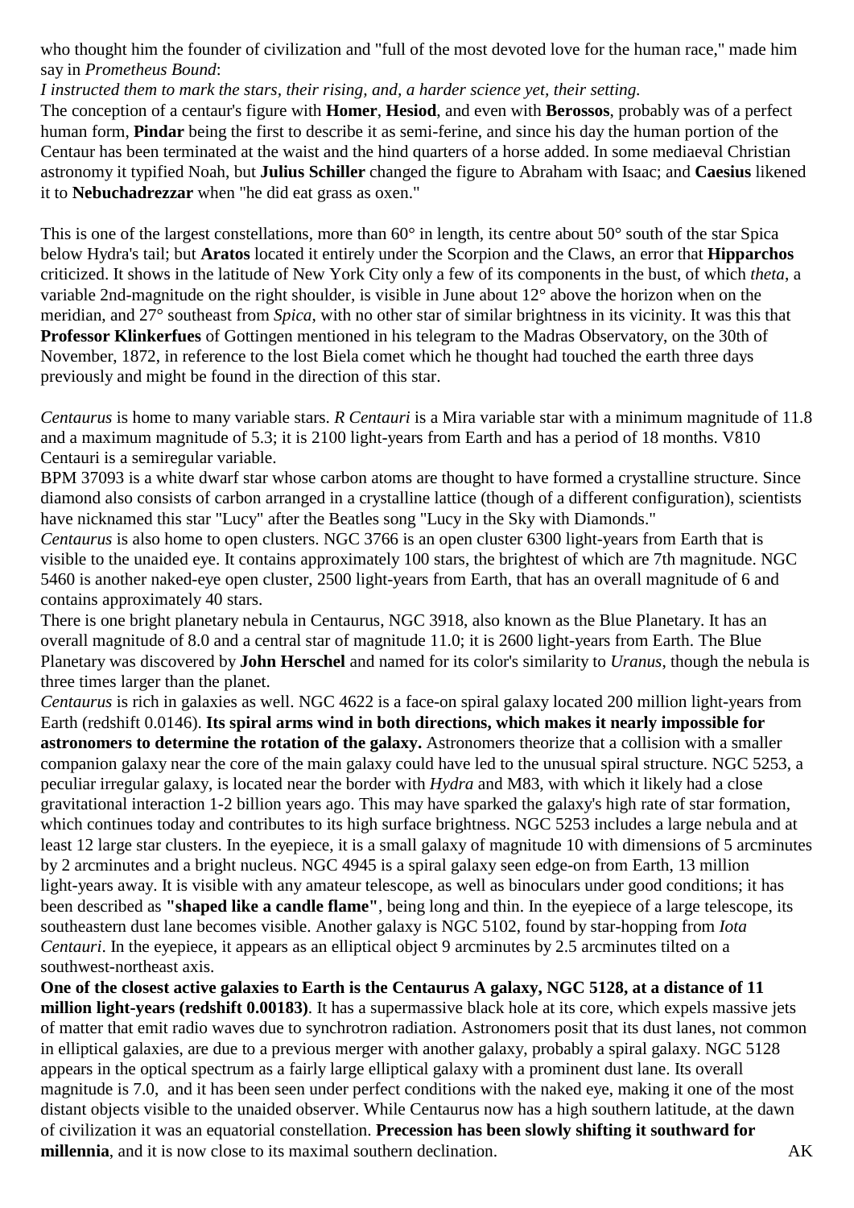who thought him the founder of civilization and "full of the most devoted love for the human race," made him say in *Prometheus Bound*:

*I instructed them to mark the stars, their rising, and, a harder science yet, their setting.*

The conception of a centaur's figure with **Homer**, **Hesiod**, and even with **Berossos**, probably was of a perfect human form, **Pindar** being the first to describe it as semi-ferine, and since his day the human portion of the Centaur has been terminated at the waist and the hind quarters of a horse added. In some mediaeval Christian astronomy it typified Noah, but **Julius Schiller** changed the figure to Abraham with Isaac; and **Caesius** likened it to **Nebuchadrezzar** when "he did eat grass as oxen."

This is one of the largest constellations, more than 60° in length, its centre about 50° south of the star Spica below Hydra's tail; but **Aratos** located it entirely under the Scorpion and the Claws, an error that **Hipparchos** criticized. It shows in the latitude of New York City only a few of its components in the bust, of which *theta*, a variable 2nd-magnitude on the right shoulder, is visible in June about 12° above the horizon when on the meridian, and 27° southeast from *Spica*, with no other star of similar brightness in its vicinity. It was this that **Professor Klinkerfues** of Gottingen mentioned in his telegram to the Madras Observatory, on the 30th of November, 1872, in reference to the lost Biela comet which he thought had touched the earth three days previously and might be found in the direction of this star.

*Centaurus* is home to many variable stars. *R Centauri* is a Mira variable star with a minimum magnitude of 11.8 and a maximum magnitude of 5.3; it is 2100 light-years from Earth and has a period of 18 months. V810 Centauri is a semiregular variable.

BPM 37093 is a white dwarf star whose carbon atoms are thought to have formed a crystalline structure. Since diamond also consists of carbon arranged in a crystalline lattice (though of a different configuration), scientists have nicknamed this star "Lucy" after the Beatles song "Lucy in the Sky with Diamonds."

*Centaurus* is also home to open clusters. NGC 3766 is an open cluster 6300 light-years from Earth that is visible to the unaided eye. It contains approximately 100 stars, the brightest of which are 7th magnitude. NGC 5460 is another naked-eye open cluster, 2500 light-years from Earth, that has an overall magnitude of 6 and contains approximately 40 stars.

There is one bright planetary nebula in Centaurus, NGC 3918, also known as the Blue Planetary. It has an overall magnitude of 8.0 and a central star of magnitude 11.0; it is 2600 light-years from Earth. The Blue Planetary was discovered by **John Herschel** and named for its color's similarity to *Uranus*, though the nebula is three times larger than the planet.

*Centaurus* is rich in galaxies as well. NGC 4622 is a face-on spiral galaxy located 200 million light-years from Earth (redshift 0.0146). **Its spiral arms wind in both directions, which makes it nearly impossible for astronomers to determine the rotation of the galaxy.** Astronomers theorize that a collision with a smaller companion galaxy near the core of the main galaxy could have led to the unusual spiral structure. NGC 5253, a peculiar irregular galaxy, is located near the border with *Hydra* and M83, with which it likely had a close gravitational interaction 1-2 billion years ago. This may have sparked the galaxy's high rate of star formation, which continues today and contributes to its high surface brightness. NGC 5253 includes a large nebula and at least 12 large star clusters. In the eyepiece, it is a small galaxy of magnitude 10 with dimensions of 5 arcminutes by 2 arcminutes and a bright nucleus. NGC 4945 is a spiral galaxy seen edge-on from Earth, 13 million light-years away. It is visible with any amateur telescope, as well as binoculars under good conditions; it has been described as **"shaped like a candle flame"**, being long and thin. In the eyepiece of a large telescope, its southeastern dust lane becomes visible. Another galaxy is NGC 5102, found by star-hopping from *Iota Centauri*. In the eyepiece, it appears as an elliptical object 9 arcminutes by 2.5 arcminutes tilted on a southwest-northeast axis.

**One of the closest active galaxies to Earth is the Centaurus A galaxy, NGC 5128, at a distance of 11 million light-years (redshift 0.00183)**. It has a supermassive black hole at its core, which expels massive jets of matter that emit radio waves due to synchrotron radiation. Astronomers posit that its dust lanes, not common in elliptical galaxies, are due to a previous merger with another galaxy, probably a spiral galaxy. NGC 5128 appears in the optical spectrum as a fairly large elliptical galaxy with a prominent dust lane. Its overall magnitude is 7.0, and it has been seen under perfect conditions with the naked eye, making it one of the most distant objects visible to the unaided observer. While Centaurus now has a high southern latitude, at the dawn of civilization it was an equatorial constellation. **Precession has been slowly shifting it southward for millennia**, and it is now close to its maximal southern declination. AK